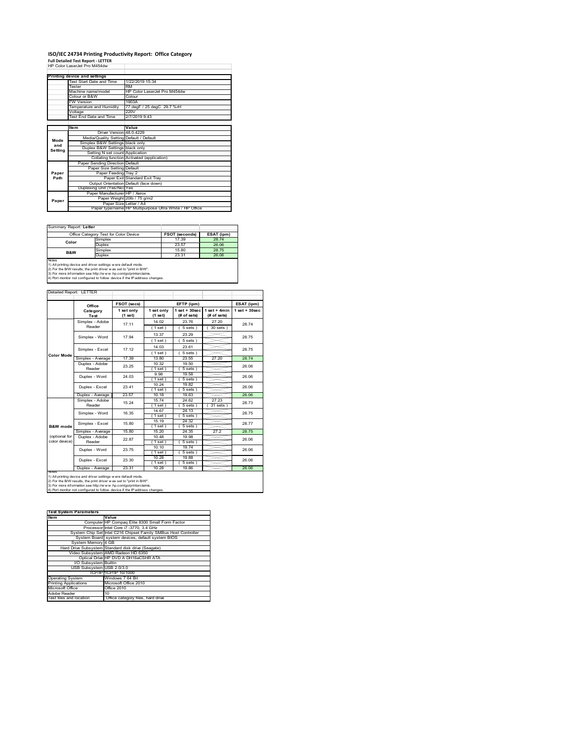# ISO/IEC 24734 Printing Productivity Report: Office Category

**Full Detailed Test Report - LETTER**

HP Color LaserJet Pro M454dw

| Printing device and settings | |
|---|---|
| Test Start Date and Time | 1/22/2019 15:34 |
| Tester | RM |
| Machine name/model | HP Color LaserJet Pro M454dw |
| Colour or B&W | Colour |
| FW Version | 1903A |
| Temperature and Humidity | 77 degF / 25 degC 29.7 %rH |
| Voltage | 220V |
| Test End Date and Time | 2/7/2019 9:43 |

| | Item | Value |
|---|---|---|
| Mode and Setting | Driver Version | 48.0.4229 |
| | Media/Quality Setting | Default / Default |
| | Simplex B&W Settings | black only |
| | Duplex B&W Settings | black only |
| | Setting N set count | Application |
| | Collating function | Activated (application) |
| Paper Path | Paper Sending Direction | Default |
| | Paper Size Setting | Default |
| | Paper Feeding | Tray 2 |
| | Paper Exit | Standard Exit Tray |
| | Output Orientation | Default (face down) |
| | Duplexing Unit (Yes/No) | Yes |
| Paper | Paper Manufacturer | HP / Xerox |
| | Paper Weight | 20lb / 75 g/m2 |
| | Paper Size | Letter / A4 |
| | Paper type/name | HP Multipurpose Ultra White / HP Office |

Summary Report: **Letter**

| Office Category Test for Color Device | | FSOT (seconds) | ESAT (ipm) |
|---|---|---|---|
| Color | Simplex | 17.39 | 28.74 |
| | Duplex | 23.57 | 26.06 |
| B&W | Simplex | 15.80 | 28.75 |
| | Duplex | 23.31 | 26.06 |

Notes
1) All printing device and driver settings were default mode.
2) For the B/W results, the print driver was set to "print in B/W".
3) For more information see http://www.hp.com/go/printerclaims.
4) Port monitor not configured to follow device if the IP address changes.

Detailed Report: LETTER

| | Office Category Test | FSOT (secs) 1 set only (1 set) | EFTP (ipm) 1 set only (1 set) | EFTP (ipm) 1 set + 30sec (# of sets) | EFTP (ipm) 1 set + 4min (# of sets) | ESAT (ipm) 1 set + 30sec |
|---|---|---|---|---|---|---|
| Color Mode | Simplex - Adobe Reader | 17.11 | 14.02 (1 set) | 23.76 (5 sets) | 27.20 (30 sets) | 28.74 |
| | Simplex - Word | 17.94 | 13.37 (1 set) | 23.29 (5 sets) | | 28.75 |
| | Simplex - Excel | 17.12 | 14.03 (1 set) | 23.61 (5 sets) | | 28.75 |
| | Simplex - Average | 17.39 | 13.80 | 23.55 | 27.20 | 28.74 |
| | Duplex - Adobe Reader | 23.25 | 10.32 (1 set) | 19.50 (5 sets) | | 26.06 |
| | Duplex - Word | 24.03 | 9.98 (1 set) | 19.58 (5 sets) | | 26.06 |
| | Duplex - Excel | 23.41 | 10.24 (1 set) | 19.82 (5 sets) | | 26.06 |
| | Duplex - Average | 23.57 | 10.18 | 19.63 | | 26.06 |
| B&W mode (optional for color device) | Simplex - Adobe Reader | 15.24 | 15.74 (1 set) | 24.62 (5 sets) | 27.23 (31 sets) | 28.73 |
| | Simplex - Word | 16.35 | 14.67 (1 set) | 24.13 (5 sets) | | 28.75 |
| | Simplex - Excel | 15.80 | 15.19 (1 set) | 24.32 (5 sets) | | 28.77 |
| | Simplex - Average | 15.80 | 15.20 | 24.35 | 27.2 | 28.75 |
| | Duplex - Adobe Reader | 22.87 | 10.48 (1 set) | 19.98 (5 sets) | | 26.06 |
| | Duplex - Word | 23.75 | 10.10 (1 set) | 19.74 (5 sets) | | 26.06 |
| | Duplex - Excel | 23.30 | 10.28 (1 set) | 19.88 (5 sets) | | 26.06 |
| | Duplex - Average | 23.31 | 10.28 | 19.86 | | 26.06 |

Notes
1) All printing device and driver settings were default mode.
2) For the B/W results, the print driver was set to "print in B/W".
3) For more information see http://www.hp.com/go/printerclaims.
4) Port monitor not configured to follow device if the IP address changes.

| Test System Parameters | |
|---|---|
| Item | Value |
| Computer | HP Compaq Elite 8300 Small Form Factor |
| Processor | Intel Core i7 -3770, 3.4 GHz |
| System Chip Set | Intel C216 Chipset Family SMBus Host Controller |
| System Board | system devices, default system BIOS |
| System Memory | 4 GB |
| Hard Drive Subsystem | Standard disk drive (Seagate) |
| Video Subsystem | AMD Radeon HD 6350 |
| Optical Drive | HP DVD A DH16aCSHR ATA |
| I/O Subsystem | Builtin |
| USB Subsystem | USB 2.0/3.0 |
| TCP/IP | TCP/IP 10/1000 |
| Operating System | Windows 7 64 Bit |
| Printing Applications | Microsoft Office 2010 |
| Microsoft Office | Office 2010 |
| Adobe Reader | 10 |
| Test files and location | Office category files, hard drive |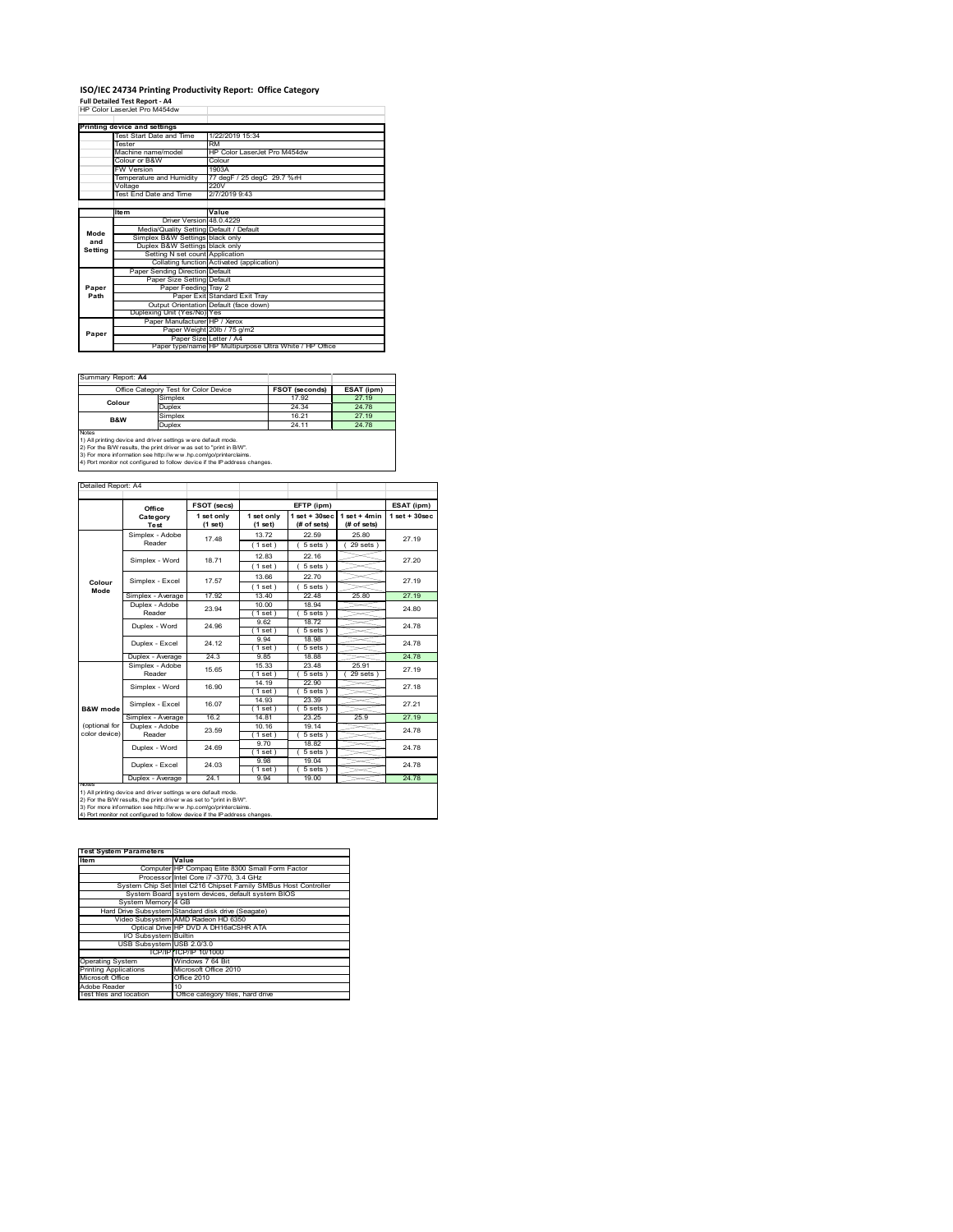# ISO/IEC 24734 Printing Productivity Report: Office Category

**Full Detailed Test Report - A4**

HP Color LaserJet Pro M454dw

| Printing device and settings | |
|---|---|
| Test Start Date and Time | 1/22/2019 15:34 |
| Tester | RM |
| Machine name/model | HP Color LaserJet Pro M454dw |
| Colour or B&W | Colour |
| FW Version | 1903A |
| Temperature and Humidity | 77 degF / 25 degC 29.7 %rH |
| Voltage | 220V |
| Test End Date and Time | 2/7/2019 9:43 |

| | Item | Value |
|---|---|---|
| Mode and Setting | Driver Version | 48.0.4229 |
| | Media/Quality Setting | Default / Default |
| | Simplex B&W Settings | black only |
| | Duplex B&W Settings | black only |
| | Setting N set count | Application |
| | Collating function | Activated (application) |
| Paper Path | Paper Sending Direction | Default |
| | Paper Size Setting | Default |
| | Paper Feeding | Tray 2 |
| | Paper Exit | Standard Exit Tray |
| | Output Orientation | Default (face down) |
| | Duplexing Unit (Yes/No) | Yes |
| Paper | Paper Manufacturer | HP / Xerox |
| | Paper Weight | 20lb / 75 g/m2 |
| | Paper Size | Letter / A4 |
| | Paper type/name | HP Multipurpose Ultra White / HP Office |

Summary Report: **A4**

| Office Category Test for Color Device | | FSOT (seconds) | ESAT (ipm) |
|---|---|---|---|
| Colour | Simplex | 17.92 | 27.19 |
| | Duplex | 24.34 | 24.78 |
| B&W | Simplex | 16.21 | 27.19 |
| | Duplex | 24.11 | 24.78 |

Notes
1) All printing device and driver settings were default mode.
2) For the B/W results, the print driver was set to "print in B/W".
3) For more information see http://www.hp.com/go/printerclaims.
4) Port monitor not configured to follow device if the IP address changes.

Detailed Report: A4

| | Office Category Test | FSOT (secs) 1 set only (1 set) | EFTP (ipm) 1 set only (1 set) | EFTP (ipm) 1 set + 30sec (# of sets) | EFTP (ipm) 1 set + 4min (# of sets) | ESAT (ipm) 1 set + 30sec |
|---|---|---|---|---|---|---|
| Colour Mode | Simplex - Adobe Reader | 17.48 | 13.72 (1 set) | 22.59 (5 sets) | 25.80 (29 sets) | 27.19 |
| | Simplex - Word | 18.71 | 12.83 (1 set) | 22.16 (5 sets) | | 27.20 |
| | Simplex - Excel | 17.57 | 13.66 (1 set) | 22.70 (5 sets) | | 27.19 |
| | Simplex - Average | 17.92 | 13.40 | 22.48 | 25.80 | 27.19 |
| | Duplex - Adobe Reader | 23.94 | 10.00 (1 set) | 18.94 (5 sets) | | 24.80 |
| | Duplex - Word | 24.96 | 9.62 (1 set) | 18.72 (5 sets) | | 24.78 |
| | Duplex - Excel | 24.12 | 9.94 (1 set) | 18.98 (5 sets) | | 24.78 |
| | Duplex - Average | 24.3 | 9.85 | 18.88 | | 24.78 |
| B&W mode (optional for color device) | Simplex - Adobe Reader | 15.65 | 15.33 (1 set) | 23.48 (5 sets) | 25.91 (29 sets) | 27.19 |
| | Simplex - Word | 16.90 | 14.19 (1 set) | 22.90 (5 sets) | | 27.18 |
| | Simplex - Excel | 16.07 | 14.93 (1 set) | 23.39 (5 sets) | | 27.21 |
| | Simplex - Average | 16.2 | 14.81 | 23.25 | 25.9 | 27.19 |
| | Duplex - Adobe Reader | 23.59 | 10.16 (1 set) | 19.14 (5 sets) | | 24.78 |
| | Duplex - Word | 24.69 | 9.70 (1 set) | 18.82 (5 sets) | | 24.78 |
| | Duplex - Excel | 24.03 | 9.98 (1 set) | 19.04 (5 sets) | | 24.78 |
| | Duplex - Average | 24.1 | 9.94 | 19.00 | | 24.78 |

Notes
1) All printing device and driver settings were default mode.
2) For the B/W results, the print driver was set to "print in B/W".
3) For more information see http://www.hp.com/go/printerclaims.
4) Port monitor not configured to follow device if the IP address changes.

| Test System Parameters | |
|---|---|
| **Item** | **Value** |
| Computer | HP Compaq Elite 8300 Small Form Factor |
| Processor | Intel Core i7 -3770, 3.4 GHz |
| System Chip Set | Intel C216 Chipset Family SMBus Host Controller |
| System Board | system devices, default system BIOS |
| System Memory | 4 GB |
| Hard Drive Subsystem | Standard disk drive (Seagate) |
| Video Subsystem | AMD Radeon HD 6350 |
| Optical Drive | HP DVD A DH16aCSHR ATA |
| I/O Subsystem | Builtin |
| USB Subsystem | USB 2.0/3.0 |
| TCP/IP | TCP/IP 10/1000 |
| Operating System | Windows 7 64 Bit |
| Printing Applications | Microsoft Office 2010 |
| Microsoft Office | Office 2010 |
| Adobe Reader | 10 |
| Test files and location | Office category files, hard drive |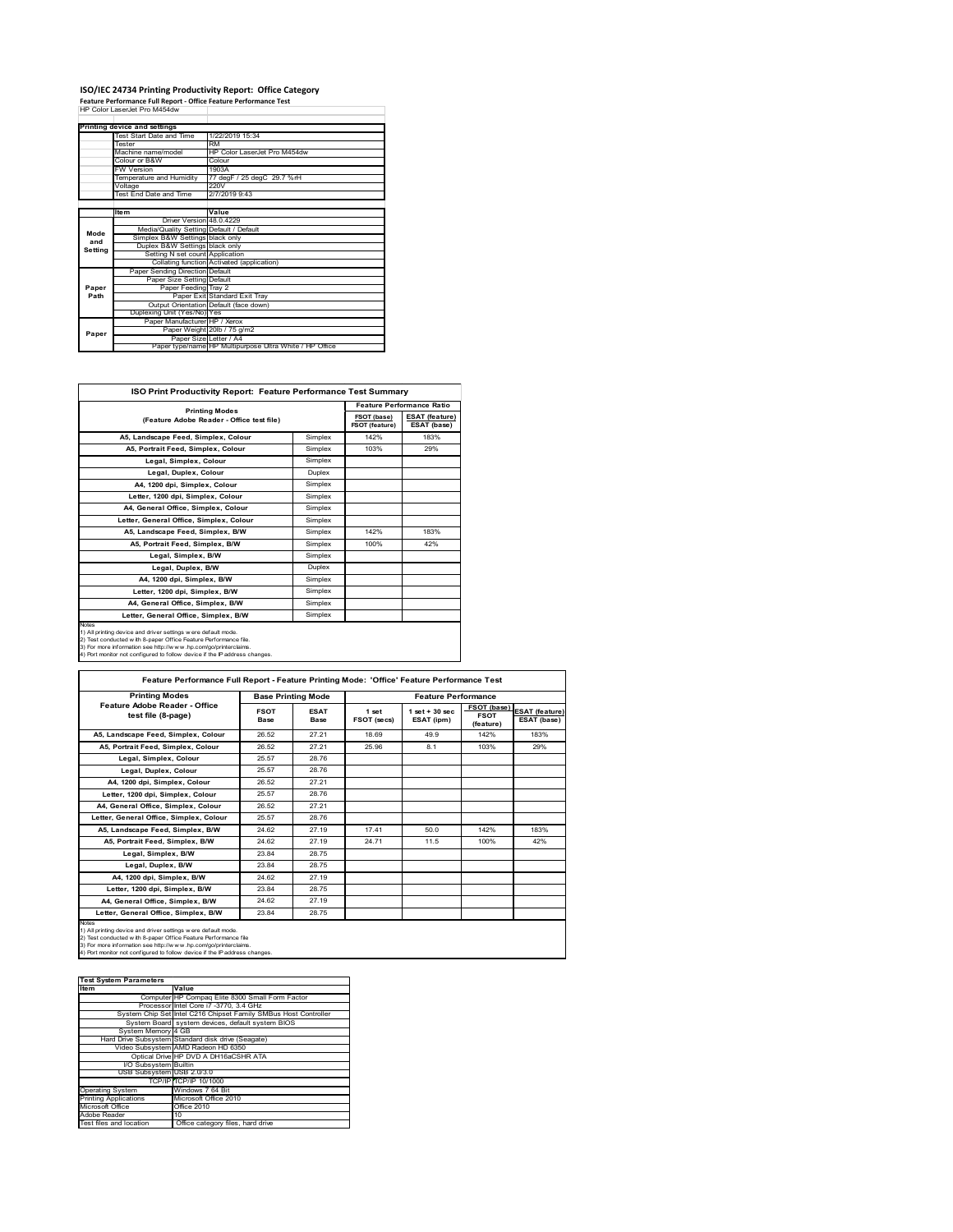# ISO/IEC 24734 Printing Productivity Report: Office Category

**Feature Performance Full Report - Office Feature Performance Test**

HP Color LaserJet Pro M454dw

| Printing device and settings | |
|---|---|
| Test Start Date and Time | 1/22/2019 15:34 |
| Tester | RM |
| Machine name/model | HP Color LaserJet Pro M454dw |
| Colour or B&W | Colour |
| FW Version | 1903A |
| Temperature and Humidity | 77 degF / 25 degC 29.7 %rH |
| Voltage | 220V |
| Test End Date and Time | 2/7/2019 9:43 |

| | Item | Value |
|---|---|---|
| Mode and Setting | Driver Version | 48.0.4229 |
| | Media/Quality Setting | Default / Default |
| | Simplex B&W Settings | black only |
| | Duplex B&W Settings | black only |
| | Setting N set count | Application |
| | Collating function | Activated (application) |
| Paper Path | Paper Sending Direction | Default |
| | Paper Size Setting | Default |
| | Paper Feeding | Tray 2 |
| | Paper Exit | Standard Exit Tray |
| | Output Orientation | Default (face down) |
| | Duplexing Unit (Yes/No) | Yes |
| Paper | Paper Manufacturer | HP / Xerox |
| | Paper Weight | 20lb / 75 g/m2 |
| | Paper Size | Letter / A4 |
| | Paper type/name | HP Multipurpose Ultra White / HP Office |

**ISO Print Productivity Report: Feature Performance Test Summary**

| Printing Modes (Feature Adobe Reader - Office test file) | | Feature Performance Ratio FSOT (base) / FSOT (feature) | ESAT (feature) / ESAT (base) |
|---|---|---|---|
| A5, Landscape Feed, Simplex, Colour | Simplex | 142% | 183% |
| A5, Portrait Feed, Simplex, Colour | Simplex | 103% | 29% |
| Legal, Simplex, Colour | Simplex | | |
| Legal, Duplex, Colour | Duplex | | |
| A4, 1200 dpi, Simplex, Colour | Simplex | | |
| Letter, 1200 dpi, Simplex, Colour | Simplex | | |
| A4, General Office, Simplex, Colour | Simplex | | |
| Letter, General Office, Simplex, Colour | Simplex | | |
| A5, Landscape Feed, Simplex, B/W | Simplex | 142% | 183% |
| A5, Portrait Feed, Simplex, B/W | Simplex | 100% | 42% |
| Legal, Simplex, B/W | Simplex | | |
| Legal, Duplex, B/W | Duplex | | |
| A4, 1200 dpi, Simplex, B/W | Simplex | | |
| Letter, 1200 dpi, Simplex, B/W | Simplex | | |
| A4, General Office, Simplex, B/W | Simplex | | |
| Letter, General Office, Simplex, B/W | Simplex | | |

Notes
1) All printing device and driver settings were default mode.
2) Test conducted with 8-paper Office Feature Performance file.
3) For more information see http://www.hp.com/go/printerclaims.
4) Port monitor not configured to follow device if the IP address changes.

**Feature Performance Full Report - Feature Printing Mode: 'Office' Feature Performance Test**

| Printing Modes Feature Adobe Reader - Office test file (8-page) | Base Printing Mode FSOT Base | ESAT Base | Feature Performance 1 set FSOT (secs) | 1 set + 30 sec ESAT (ipm) | FSOT (base) / FSOT (feature) | ESAT (feature) / ESAT (base) |
|---|---|---|---|---|---|---|
| A5, Landscape Feed, Simplex, Colour | 26.52 | 27.21 | 18.69 | 49.9 | 142% | 183% |
| A5, Portrait Feed, Simplex, Colour | 26.52 | 27.21 | 25.96 | 8.1 | 103% | 29% |
| Legal, Simplex, Colour | 25.57 | 28.76 | | | | |
| Legal, Duplex, Colour | 25.57 | 28.76 | | | | |
| A4, 1200 dpi, Simplex, Colour | 26.52 | 27.21 | | | | |
| Letter, 1200 dpi, Simplex, Colour | 25.57 | 28.76 | | | | |
| A4, General Office, Simplex, Colour | 26.52 | 27.21 | | | | |
| Letter, General Office, Simplex, Colour | 25.57 | 28.76 | | | | |
| A5, Landscape Feed, Simplex, B/W | 24.62 | 27.19 | 17.41 | 50.0 | 142% | 183% |
| A5, Portrait Feed, Simplex, B/W | 24.62 | 27.19 | 24.71 | 11.5 | 100% | 42% |
| Legal, Simplex, B/W | 23.84 | 28.75 | | | | |
| Legal, Duplex, B/W | 23.84 | 28.75 | | | | |
| A4, 1200 dpi, Simplex, B/W | 24.62 | 27.19 | | | | |
| Letter, 1200 dpi, Simplex, B/W | 23.84 | 28.75 | | | | |
| A4, General Office, Simplex, B/W | 24.62 | 27.19 | | | | |
| Letter, General Office, Simplex, B/W | 23.84 | 28.75 | | | | |

Notes
1) All printing device and driver settings were default mode.
2) Test conducted with 8-paper Office Feature Performance file
3) For more information see http://www.hp.com/go/printerclaims.
4) Port monitor not configured to follow device if the IP address changes.

| Test System Parameters | | |
|---|---|---|
| Item | | Value |
| | Computer | HP Compaq Elite 8300 Small Form Factor |
| | Processor | Intel Core i7 -3770, 3.4 GHz |
| | System Chip Set | Intel C216 Chipset Family SMBus Host Controller |
| | System Board | system devices, default system BIOS |
| | System Memory | 4 GB |
| | Hard Drive Subsystem | Standard disk drive (Seagate) |
| | Video Subsystem | AMD Radeon HD 6350 |
| | Optical Drive | HP DVD A DH16aCSHR ATA |
| | I/O Subsystem | Builtin |
| | USB Subsystem | USB 2.0/3.0 |
| | TCP/IP | TCP/IP 10/1000 |
| Operating System | | Windows 7 64 Bit |
| Printing Applications | | Microsoft Office 2010 |
| Microsoft Office | | Office 2010 |
| Adobe Reader | | 10 |
| Test files and location | | Office category files, hard drive |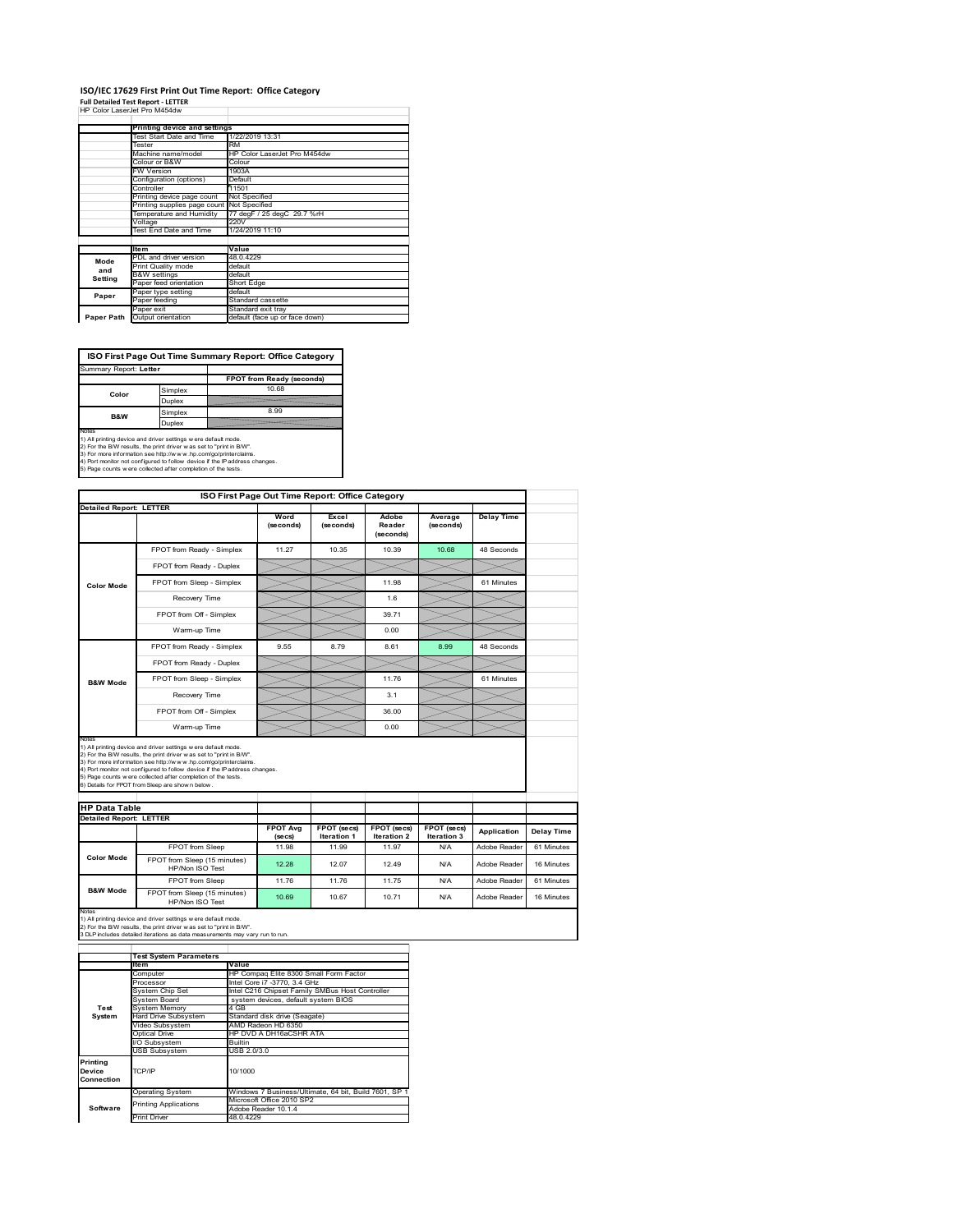# ISO/IEC 17629 First Print Out Time Report: Office Category

**Full Detailed Test Report - LETTER**

HP Color LaserJet Pro M454dw

| | Printing device and settings | |
|---|---|---|
| | Test Start Date and Time | 1/22/2019 13:31 |
| | Tester | RM |
| | Machine name/model | HP Color LaserJet Pro M454dw |
| | Colour or B&W | Colour |
| | FW Version | 1903A |
| | Configuration (options) | Default |
| | Controller | 11501 |
| | Printing device page count | Not Specified |
| | Printing supplies page count | Not Specified |
| | Temperature and Humidity | 77 degF / 25 degC 29.7 %rH |
| | Voltage | 220V |
| | Test End Date and Time | 1/24/2019 11:10 |

| | Item | Value |
|---|---|---|
| Mode and Setting | PDL and driver version | 48.0.4229 |
| | Print Quality mode | default |
| | B&W settings | default |
| | Paper feed orientation | Short Edge |
| Paper | Paper type setting | default |
| | Paper feeding | Standard cassette |
| Paper Path | Paper exit | Standard exit tray |
| | Output orientation | default (face up or face down) |

**ISO First Page Out Time Summary Report: Office Category**

Summary Report: **Letter**

| | | FPOT from Ready (seconds) |
|---|---|---|
| Color | Simplex | 10.68 |
| | Duplex | |
| B&W | Simplex | 8.99 |
| | Duplex | |

Notes
1) All printing device and driver settings were default mode.
2) For the B/W results, the print driver was set to "print in B/W".
3) For more information see http://www.hp.com/go/printerclaims.
4) Port monitor not configured to follow device if the IP address changes.
5) Page counts were collected after completion of the tests.

**ISO First Page Out Time Report: Office Category**

Detailed Report: LETTER

| | | Word (seconds) | Excel (seconds) | Adobe Reader (seconds) | Average (seconds) | Delay Time |
|---|---|---|---|---|---|---|
| Color Mode | FPOT from Ready - Simplex | 11.27 | 10.35 | 10.39 | 10.68 | 48 Seconds |
| | FPOT from Ready - Duplex | | | | | |
| | FPOT from Sleep - Simplex | | | 11.98 | | 61 Minutes |
| | Recovery Time | | | 1.6 | | |
| | FPOT from Off - Simplex | | | 39.71 | | |
| | Warm-up Time | | | 0.00 | | |
| B&W Mode | FPOT from Ready - Simplex | 9.55 | 8.79 | 8.61 | 8.99 | 48 Seconds |
| | FPOT from Ready - Duplex | | | | | |
| | FPOT from Sleep - Simplex | | | 11.76 | | 61 Minutes |
| | Recovery Time | | | 3.1 | | |
| | FPOT from Off - Simplex | | | 36.00 | | |
| | Warm-up Time | | | 0.00 | | |

Notes
1) All printing device and driver settings were default mode.
2) For the B/W results, the print driver was set to "print in B/W".
3) For more information see http://www.hp.com/go/printerclaims.
4) Port monitor not configured to follow device if the IP address changes.
5) Page counts were collected after completion of the tests.
6) Details for FPOT from Sleep are shown below.

**HP Data Table**

Detailed Report: LETTER

| | | FPOT Avg (secs) | FPOT (secs) Iteration 1 | FPOT (secs) Iteration 2 | FPOT (secs) Iteration 3 | Application | Delay Time |
|---|---|---|---|---|---|---|---|
| Color Mode | FPOT from Sleep | 11.98 | 11.99 | 11.97 | N/A | Adobe Reader | 61 Minutes |
| | FPOT from Sleep (15 minutes) HP/Non ISO Test | 12.28 | 12.07 | 12.49 | N/A | Adobe Reader | 16 Minutes |
| B&W Mode | FPOT from Sleep | 11.76 | 11.76 | 11.75 | N/A | Adobe Reader | 61 Minutes |
| | FPOT from Sleep (15 minutes) HP/Non ISO Test | 10.69 | 10.67 | 10.71 | N/A | Adobe Reader | 16 Minutes |

Notes
1) All printing device and driver settings were default mode.
2) For the B/W results, the print driver was set to "print in B/W".
3 DLP includes detailed iterations as data measurements may vary run to run.

| | Test System Parameters | |
|---|---|---|
| | Item | Value |
| Test System | Computer | HP Compaq Elite 8300 Small Form Factor |
| | Processor | Intel Core i7 -3770, 3.4 GHz |
| | System Chip Set | Intel C216 Chipset Family SMBus Host Controller |
| | System Board | system devices, default system BIOS |
| | System Memory | 4 GB |
| | Hard Drive Subsystem | Standard disk drive (Seagate) |
| | Video Subsystem | AMD Radeon HD 6350 |
| | Optical Drive | HP DVD A DH16aCSHR ATA |
| | I/O Subsystem | Builtin |
| | USB Subsystem | USB 2.0/3.0 |
| Printing Device Connection | TCP/IP | 10/1000 |
| Software | Operating System | Windows 7 Business/Ultimate, 64 bit, Build 7601, SP 1 |
| | Printing Applications | Microsoft Office 2010 SP2 |
| | | Adobe Reader 10.1.4 |
| | Print Driver | 48.0.4229 |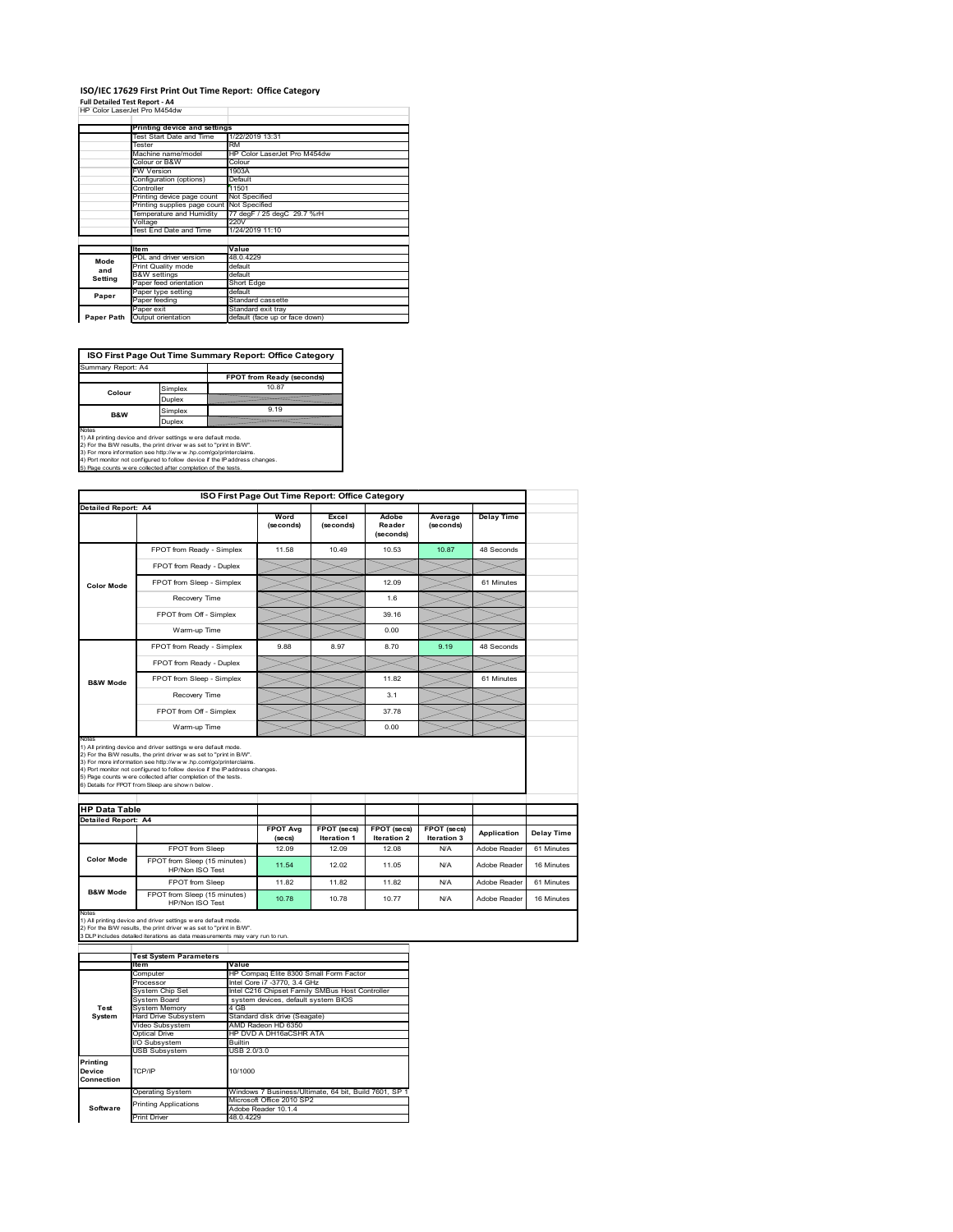# ISO/IEC 17629 First Print Out Time Report: Office Category

**Full Detailed Test Report - A4**

HP Color LaserJet Pro M454dw

| | Printing device and settings | |
|---|---|---|
| | Test Start Date and Time | 1/22/2019 13:31 |
| | Tester | RM |
| | Machine name/model | HP Color LaserJet Pro M454dw |
| | Colour or B&W | Colour |
| | FW Version | 1903A |
| | Configuration (options) | Default |
| | Controller | 11501 |
| | Printing device page count | Not Specified |
| | Printing supplies page count | Not Specified |
| | Temperature and Humidity | 77 degF / 25 degC 29.7 %rH |
| | Voltage | 220V |
| | Test End Date and Time | 1/24/2019 11:10 |

| | Item | Value |
|---|---|---|
| Mode and Setting | PDL and driver version | 48.0.4229 |
| | Print Quality mode | default |
| | B&W settings | default |
| | Paper feed orientation | Short Edge |
| Paper | Paper type setting | default |
| | Paper feeding | Standard cassette |
| | Paper exit | Standard exit tray |
| Paper Path | Output orientation | default (face up or face down) |

## ISO First Page Out Time Summary Report: Office Category

Summary Report: A4

| | | FPOT from Ready (seconds) |
|---|---|---|
| Colour | Simplex | 10.87 |
| | Duplex | |
| B&W | Simplex | 9.19 |
| | Duplex | |

Notes
1) All printing device and driver settings were default mode.
2) For the B/W results, the print driver was set to "print in B/W".
3) For more information see http://www.hp.com/go/printerclaims.
4) Port monitor not configured to follow device if the IP address changes.
5) Page counts were collected after completion of the tests.

## ISO First Page Out Time Report: Office Category

Detailed Report: A4

| | | Word (seconds) | Excel (seconds) | Adobe Reader (seconds) | Average (seconds) | Delay Time |
|---|---|---|---|---|---|---|
| Color Mode | FPOT from Ready - Simplex | 11.58 | 10.49 | 10.53 | 10.87 | 48 Seconds |
| | FPOT from Ready - Duplex | | | | | |
| | FPOT from Sleep - Simplex | | | 12.09 | | 61 Minutes |
| | Recovery Time | | | 1.6 | | |
| | FPOT from Off - Simplex | | | 39.16 | | |
| | Warm-up Time | | | 0.00 | | |
| B&W Mode | FPOT from Ready - Simplex | 9.88 | 8.97 | 8.70 | 9.19 | 48 Seconds |
| | FPOT from Ready - Duplex | | | | | |
| | FPOT from Sleep - Simplex | | | 11.82 | | 61 Minutes |
| | Recovery Time | | | 3.1 | | |
| | FPOT from Off - Simplex | | | 37.78 | | |
| | Warm-up Time | | | 0.00 | | |

Notes
1) All printing device and driver settings were default mode.
2) For the B/W results, the print driver was set to "print in B/W".
3) For more information see http://www.hp.com/go/printerclaims.
4) Port monitor not configured to follow device if the IP address changes.
5) Page counts were collected after completion of the tests.
6) Details for FPOT from Sleep are shown below.

## HP Data Table

Detailed Report: A4

| | | FPOT Avg (secs) | FPOT (secs) Iteration 1 | FPOT (secs) Iteration 2 | FPOT (secs) Iteration 3 | Application | Delay Time |
|---|---|---|---|---|---|---|---|
| Color Mode | FPOT from Sleep | 12.09 | 12.09 | 12.08 | N/A | Adobe Reader | 61 Minutes |
| | FPOT from Sleep (15 minutes) HP/Non ISO Test | 11.54 | 12.02 | 11.05 | N/A | Adobe Reader | 16 Minutes |
| B&W Mode | FPOT from Sleep | 11.82 | 11.82 | 11.82 | N/A | Adobe Reader | 61 Minutes |
| | FPOT from Sleep (15 minutes) HP/Non ISO Test | 10.78 | 10.78 | 10.77 | N/A | Adobe Reader | 16 Minutes |

Notes
1) All printing device and driver settings were default mode.
2) For the B/W results, the print driver was set to "print in B/W".
3 DLP includes detailed iterations as data measurements may vary run to run.

| | Test System Parameters | |
|---|---|---|
| | Item | Value |
| Test System | Computer | HP Compaq Elite 8300 Small Form Factor |
| | Processor | Intel Core i7 -3770, 3.4 GHz |
| | System Chip Set | Intel C216 Chipset Family SMBus Host Controller |
| | System Board | system devices, default system BIOS |
| | System Memory | 4 GB |
| | Hard Drive Subsystem | Standard disk drive (Seagate) |
| | Video Subsystem | AMD Radeon HD 6350 |
| | Optical Drive | HP DVD A DH16aCSHR ATA |
| | I/O Subsystem | Builtin |
| | USB Subsystem | USB 2.0/3.0 |
| Printing Device Connection | TCP/IP | 10/1000 |
| Software | Operating System | Windows 7 Business/Ultimate, 64 bit, Build 7601, SP 1 |
| | Printing Applications | Microsoft Office 2010 SP2 |
| | | Adobe Reader 10.1.4 |
| | Print Driver | 48.0.4229 |